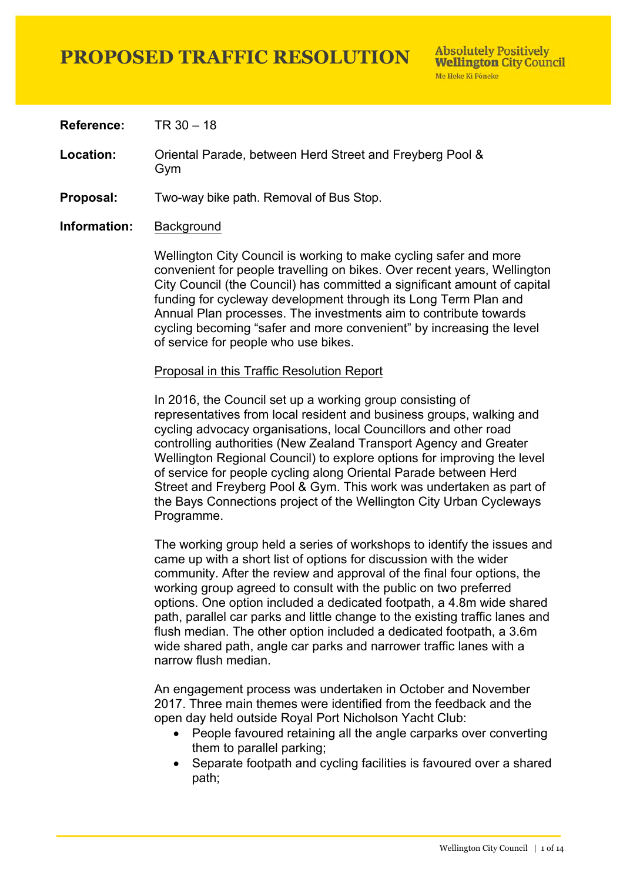# PROPOSED TRAFFIC RESOLUTION

Absolutely Positively **Wellington** City Council
Me Heke Ki Pōneke

**Reference:** TR 30 – 18

**Location:** Oriental Parade, between Herd Street and Freyberg Pool & Gym

**Proposal:** Two-way bike path. Removal of Bus Stop.

**Information:** Background

Wellington City Council is working to make cycling safer and more convenient for people travelling on bikes. Over recent years, Wellington City Council (the Council) has committed a significant amount of capital funding for cycleway development through its Long Term Plan and Annual Plan processes. The investments aim to contribute towards cycling becoming "safer and more convenient" by increasing the level of service for people who use bikes.

Proposal in this Traffic Resolution Report

In 2016, the Council set up a working group consisting of representatives from local resident and business groups, walking and cycling advocacy organisations, local Councillors and other road controlling authorities (New Zealand Transport Agency and Greater Wellington Regional Council) to explore options for improving the level of service for people cycling along Oriental Parade between Herd Street and Freyberg Pool & Gym. This work was undertaken as part of the Bays Connections project of the Wellington City Urban Cycleways Programme.

The working group held a series of workshops to identify the issues and came up with a short list of options for discussion with the wider community. After the review and approval of the final four options, the working group agreed to consult with the public on two preferred options. One option included a dedicated footpath, a 4.8m wide shared path, parallel car parks and little change to the existing traffic lanes and flush median. The other option included a dedicated footpath, a 3.6m wide shared path, angle car parks and narrower traffic lanes with a narrow flush median.

An engagement process was undertaken in October and November 2017. Three main themes were identified from the feedback and the open day held outside Royal Port Nicholson Yacht Club:

- People favoured retaining all the angle carparks over converting them to parallel parking;
- Separate footpath and cycling facilities is favoured over a shared path;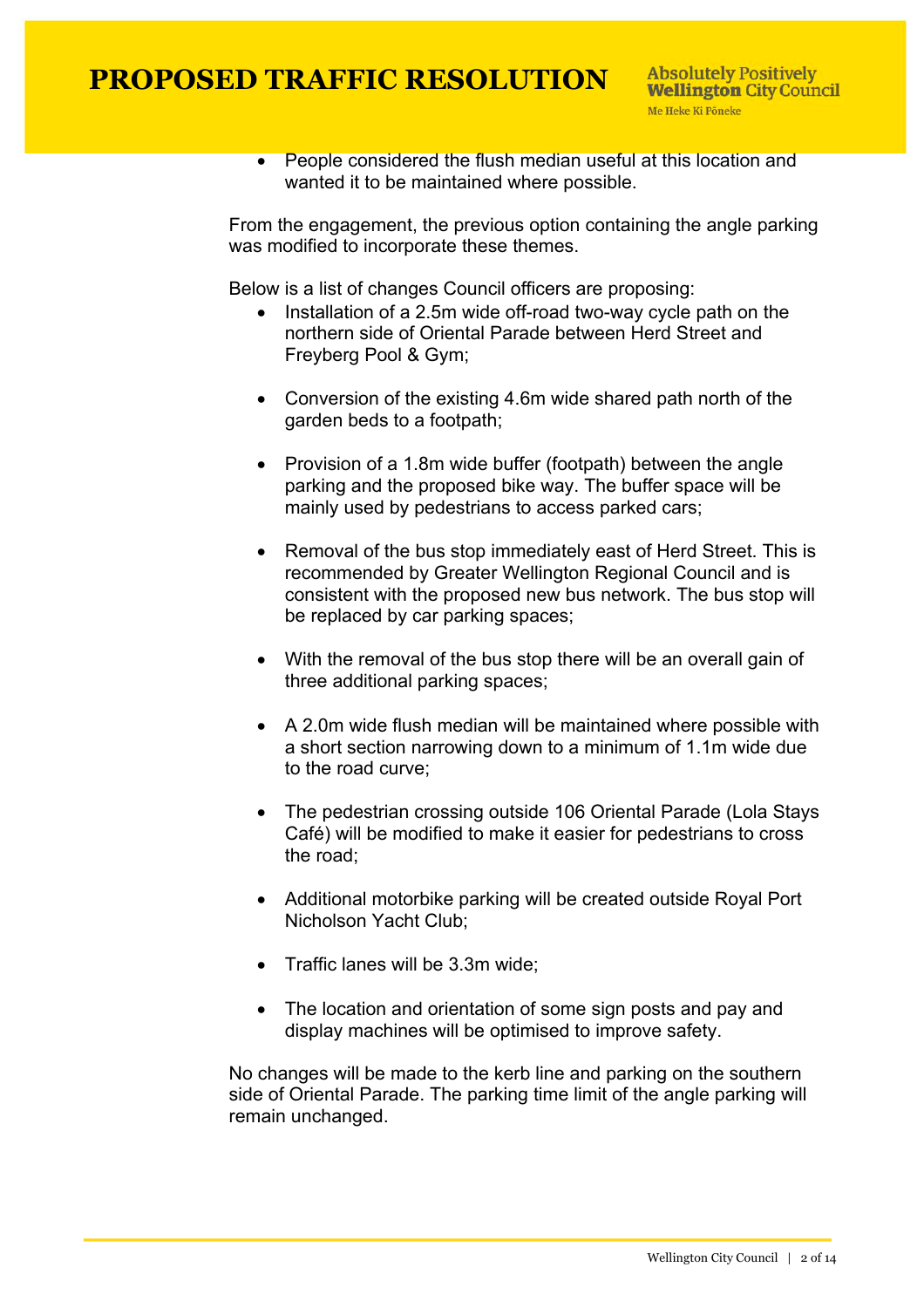- People considered the flush median useful at this location and wanted it to be maintained where possible.

From the engagement, the previous option containing the angle parking was modified to incorporate these themes.

Below is a list of changes Council officers are proposing:

- Installation of a 2.5m wide off-road two-way cycle path on the northern side of Oriental Parade between Herd Street and Freyberg Pool & Gym;

- Conversion of the existing 4.6m wide shared path north of the garden beds to a footpath;

- Provision of a 1.8m wide buffer (footpath) between the angle parking and the proposed bike way. The buffer space will be mainly used by pedestrians to access parked cars;

- Removal of the bus stop immediately east of Herd Street. This is recommended by Greater Wellington Regional Council and is consistent with the proposed new bus network. The bus stop will be replaced by car parking spaces;

- With the removal of the bus stop there will be an overall gain of three additional parking spaces;

- A 2.0m wide flush median will be maintained where possible with a short section narrowing down to a minimum of 1.1m wide due to the road curve;

- The pedestrian crossing outside 106 Oriental Parade (Lola Stays Café) will be modified to make it easier for pedestrians to cross the road;

- Additional motorbike parking will be created outside Royal Port Nicholson Yacht Club;

- Traffic lanes will be 3.3m wide;

- The location and orientation of some sign posts and pay and display machines will be optimised to improve safety.

No changes will be made to the kerb line and parking on the southern side of Oriental Parade. The parking time limit of the angle parking will remain unchanged.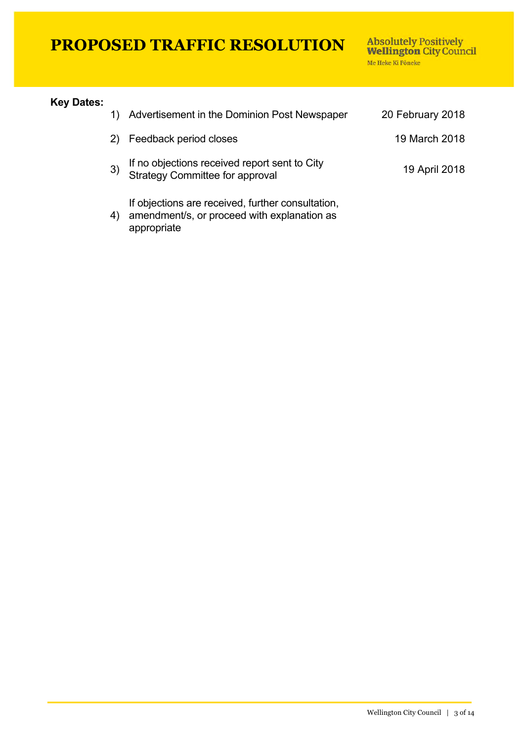# PROPOSED TRAFFIC RESOLUTION

**Key Dates:**

| | | |
|---|---|---|
| 1) | Advertisement in the Dominion Post Newspaper | 20 February 2018 |
| 2) | Feedback period closes | 19 March 2018 |
| 3) | If no objections received report sent to City Strategy Committee for approval | 19 April 2018 |
| 4) | If objections are received, further consultation, amendment/s, or proceed with explanation as appropriate | |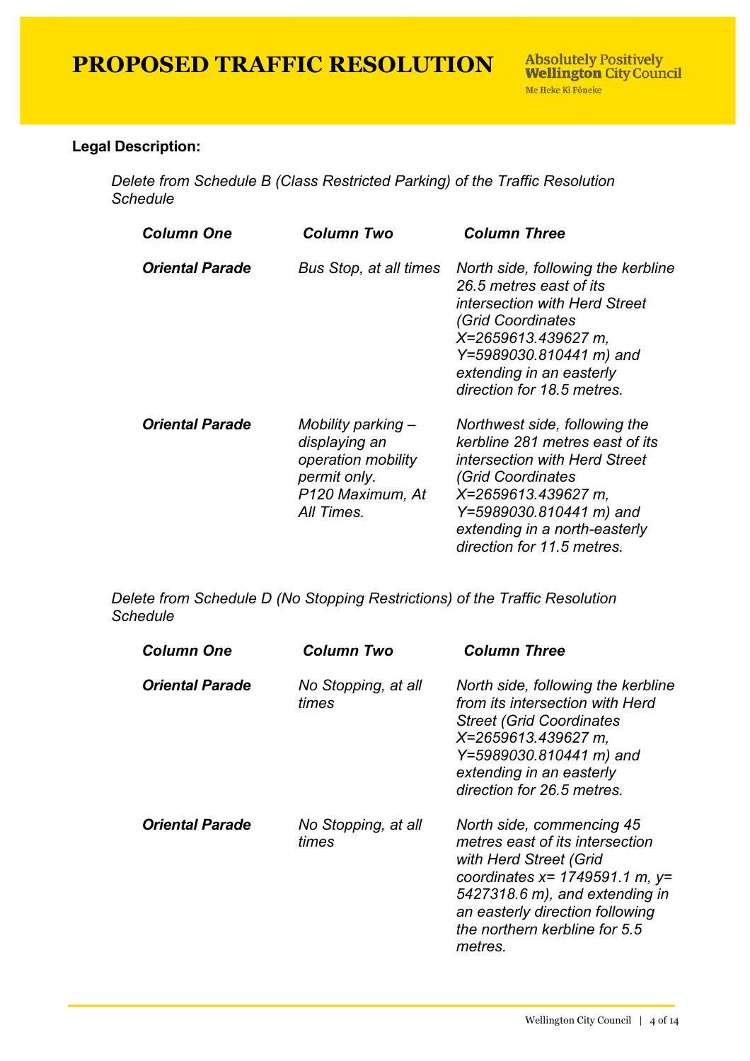**Legal Description:**

*Delete from Schedule B (Class Restricted Parking) of the Traffic Resolution Schedule*

| ***Column One*** | ***Column Two*** | ***Column Three*** |
|---|---|---|
| ***Oriental Parade*** | *Bus Stop, at all times* | *North side, following the kerbline 26.5 metres east of its intersection with Herd Street (Grid Coordinates X=2659613.439627 m, Y=5989030.810441 m) and extending in an easterly direction for 18.5 metres.* |
| ***Oriental Parade*** | *Mobility parking – displaying an operation mobility permit only. P120 Maximum, At All Times.* | *Northwest side, following the kerbline 281 metres east of its intersection with Herd Street (Grid Coordinates X=2659613.439627 m, Y=5989030.810441 m) and extending in a north-easterly direction for 11.5 metres.* |

*Delete from Schedule D (No Stopping Restrictions) of the Traffic Resolution Schedule*

| ***Column One*** | ***Column Two*** | ***Column Three*** |
|---|---|---|
| ***Oriental Parade*** | *No Stopping, at all times* | *North side, following the kerbline from its intersection with Herd Street (Grid Coordinates X=2659613.439627 m, Y=5989030.810441 m) and extending in an easterly direction for 26.5 metres.* |
| ***Oriental Parade*** | *No Stopping, at all times* | *North side, commencing 45 metres east of its intersection with Herd Street (Grid coordinates x= 1749591.1 m, y= 5427318.6 m), and extending in an easterly direction following the northern kerbline for 5.5 metres.* |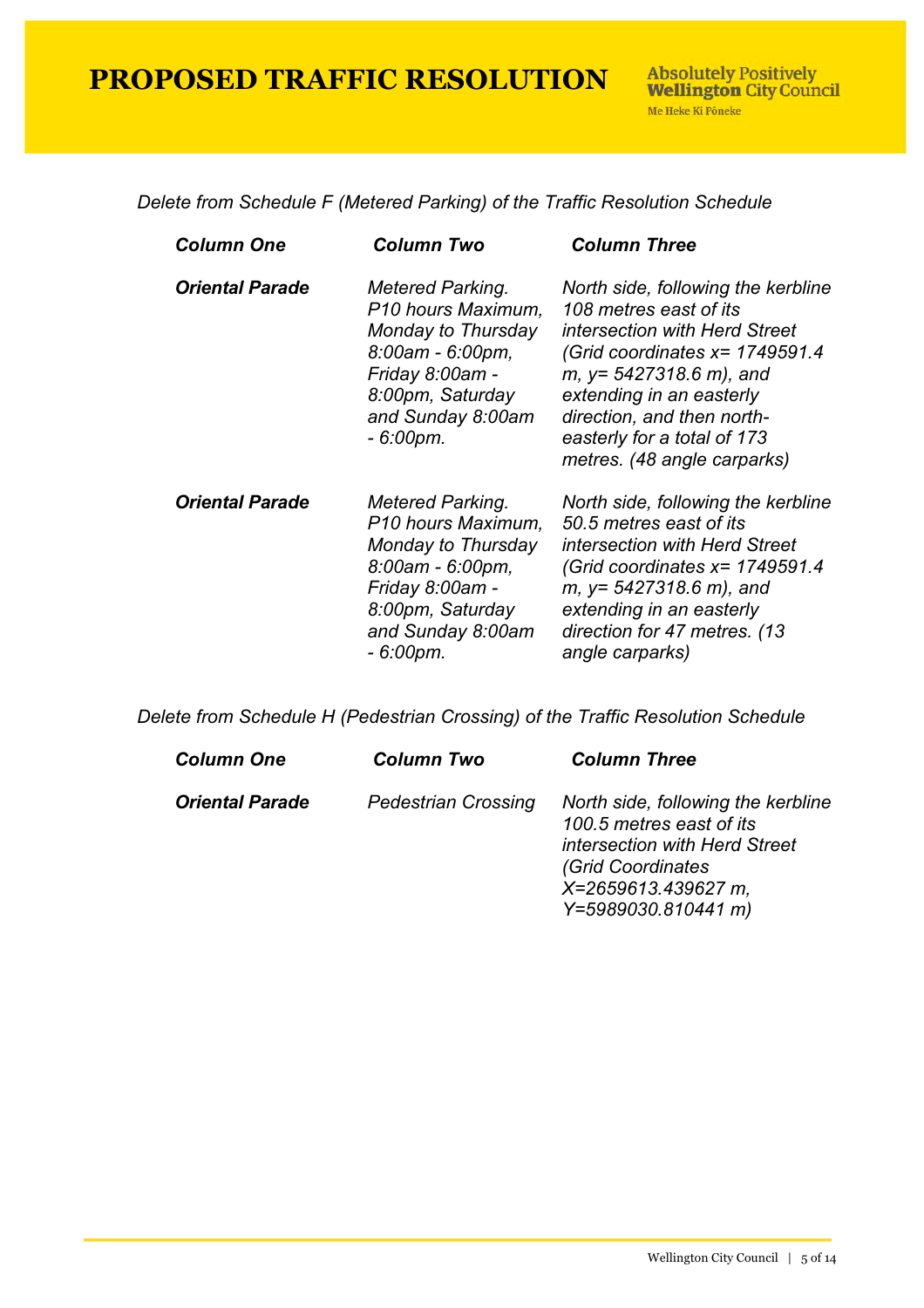*Delete from Schedule F (Metered Parking) of the Traffic Resolution Schedule*

| ***Column One*** | ***Column Two*** | ***Column Three*** |
|---|---|---|
| ***Oriental Parade*** | *Metered Parking. P10 hours Maximum, Monday to Thursday 8:00am - 6:00pm, Friday 8:00am - 8:00pm, Saturday and Sunday 8:00am - 6:00pm.* | *North side, following the kerbline 108 metres east of its intersection with Herd Street (Grid coordinates x= 1749591.4 m, y= 5427318.6 m), and extending in an easterly direction, and then north-easterly for a total of 173 metres. (48 angle carparks)* |
| ***Oriental Parade*** | *Metered Parking. P10 hours Maximum, Monday to Thursday 8:00am - 6:00pm, Friday 8:00am - 8:00pm, Saturday and Sunday 8:00am - 6:00pm.* | *North side, following the kerbline 50.5 metres east of its intersection with Herd Street (Grid coordinates x= 1749591.4 m, y= 5427318.6 m), and extending in an easterly direction for 47 metres. (13 angle carparks)* |

*Delete from Schedule H (Pedestrian Crossing) of the Traffic Resolution Schedule*

| ***Column One*** | ***Column Two*** | ***Column Three*** |
|---|---|---|
| ***Oriental Parade*** | *Pedestrian Crossing* | *North side, following the kerbline 100.5 metres east of its intersection with Herd Street (Grid Coordinates X=2659613.439627 m, Y=5989030.810441 m)* |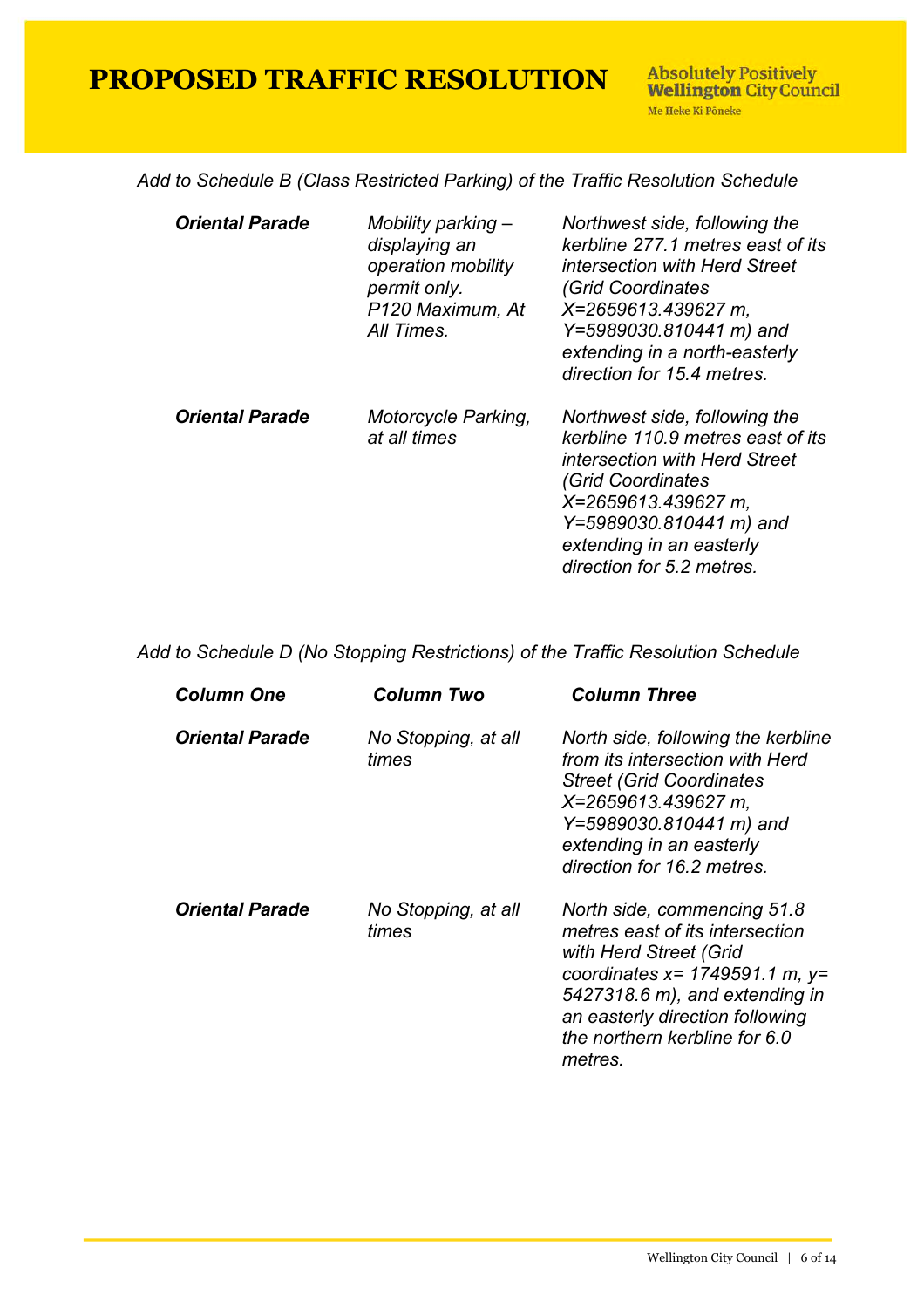*Add to Schedule B (Class Restricted Parking) of the Traffic Resolution Schedule*

| | | |
|---|---|---|
| ***Oriental Parade*** | *Mobility parking – displaying an operation mobility permit only. P120 Maximum, At All Times.* | *Northwest side, following the kerbline 277.1 metres east of its intersection with Herd Street (Grid Coordinates X=2659613.439627 m, Y=5989030.810441 m) and extending in a north-easterly direction for 15.4 metres.* |
| ***Oriental Parade*** | *Motorcycle Parking, at all times* | *Northwest side, following the kerbline 110.9 metres east of its intersection with Herd Street (Grid Coordinates X=2659613.439627 m, Y=5989030.810441 m) and extending in an easterly direction for 5.2 metres.* |

*Add to Schedule D (No Stopping Restrictions) of the Traffic Resolution Schedule*

| ***Column One*** | ***Column Two*** | ***Column Three*** |
|---|---|---|
| ***Oriental Parade*** | *No Stopping, at all times* | *North side, following the kerbline from its intersection with Herd Street (Grid Coordinates X=2659613.439627 m, Y=5989030.810441 m) and extending in an easterly direction for 16.2 metres.* |
| ***Oriental Parade*** | *No Stopping, at all times* | *North side, commencing 51.8 metres east of its intersection with Herd Street (Grid coordinates x= 1749591.1 m, y= 5427318.6 m), and extending in an easterly direction following the northern kerbline for 6.0 metres.* |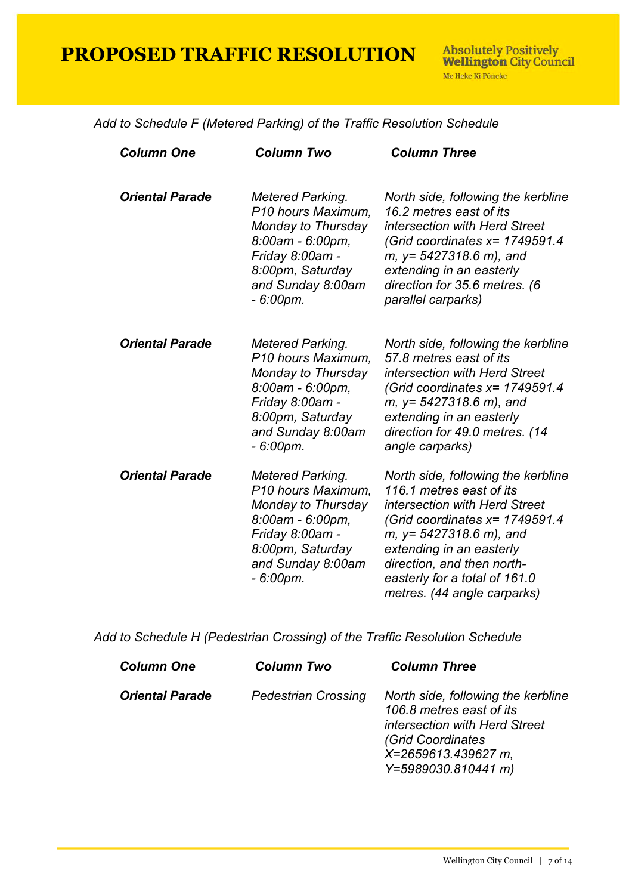*Add to Schedule F (Metered Parking) of the Traffic Resolution Schedule*

| ***Column One*** | ***Column Two*** | ***Column Three*** |
|---|---|---|
| ***Oriental Parade*** | *Metered Parking. P10 hours Maximum, Monday to Thursday 8:00am - 6:00pm, Friday 8:00am - 8:00pm, Saturday and Sunday 8:00am - 6:00pm.* | *North side, following the kerbline 16.2 metres east of its intersection with Herd Street (Grid coordinates x= 1749591.4 m, y= 5427318.6 m), and extending in an easterly direction for 35.6 metres. (6 parallel carparks)* |
| ***Oriental Parade*** | *Metered Parking. P10 hours Maximum, Monday to Thursday 8:00am - 6:00pm, Friday 8:00am - 8:00pm, Saturday and Sunday 8:00am - 6:00pm.* | *North side, following the kerbline 57.8 metres east of its intersection with Herd Street (Grid coordinates x= 1749591.4 m, y= 5427318.6 m), and extending in an easterly direction for 49.0 metres. (14 angle carparks)* |
| ***Oriental Parade*** | *Metered Parking. P10 hours Maximum, Monday to Thursday 8:00am - 6:00pm, Friday 8:00am - 8:00pm, Saturday and Sunday 8:00am - 6:00pm.* | *North side, following the kerbline 116.1 metres east of its intersection with Herd Street (Grid coordinates x= 1749591.4 m, y= 5427318.6 m), and extending in an easterly direction, and then north-easterly for a total of 161.0 metres. (44 angle carparks)* |

*Add to Schedule H (Pedestrian Crossing) of the Traffic Resolution Schedule*

| ***Column One*** | ***Column Two*** | ***Column Three*** |
|---|---|---|
| ***Oriental Parade*** | *Pedestrian Crossing* | *North side, following the kerbline 106.8 metres east of its intersection with Herd Street (Grid Coordinates X=2659613.439627 m, Y=5989030.810441 m)* |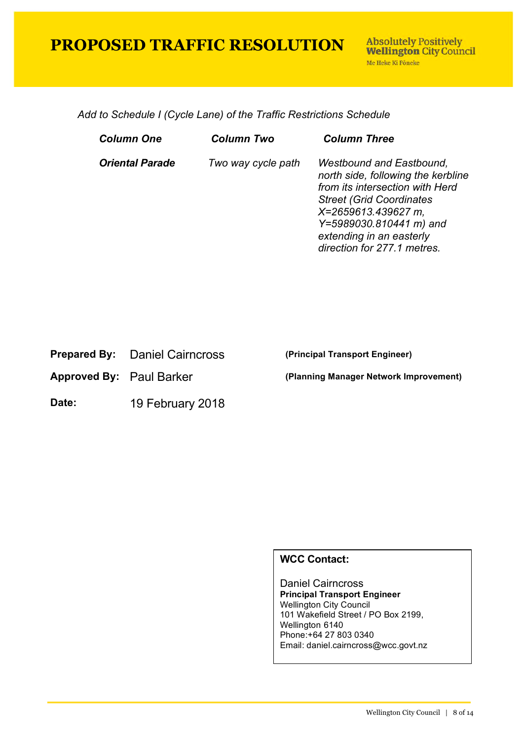# PROPOSED TRAFFIC RESOLUTION

**Absolutely Positively Wellington City Council**
Me Heke Ki Pōneke

*Add to Schedule I (Cycle Lane) of the Traffic Restrictions Schedule*

| ***Column One*** | ***Column Two*** | ***Column Three*** |
|---|---|---|
| ***Oriental Parade*** | *Two way cycle path* | *Westbound and Eastbound, north side, following the kerbline from its intersection with Herd Street (Grid Coordinates X=2659613.439627 m, Y=5989030.810441 m) and extending in an easterly direction for 277.1 metres.* |

**Prepared By:** Daniel Cairncross **(Principal Transport Engineer)**

**Approved By:** Paul Barker **(Planning Manager Network Improvement)**

**Date:** 19 February 2018

**WCC Contact:**

Daniel Cairncross
**Principal Transport Engineer**
Wellington City Council
101 Wakefield Street / PO Box 2199,
Wellington 6140
Phone:+64 27 803 0340
Email: daniel.cairncross@wcc.govt.nz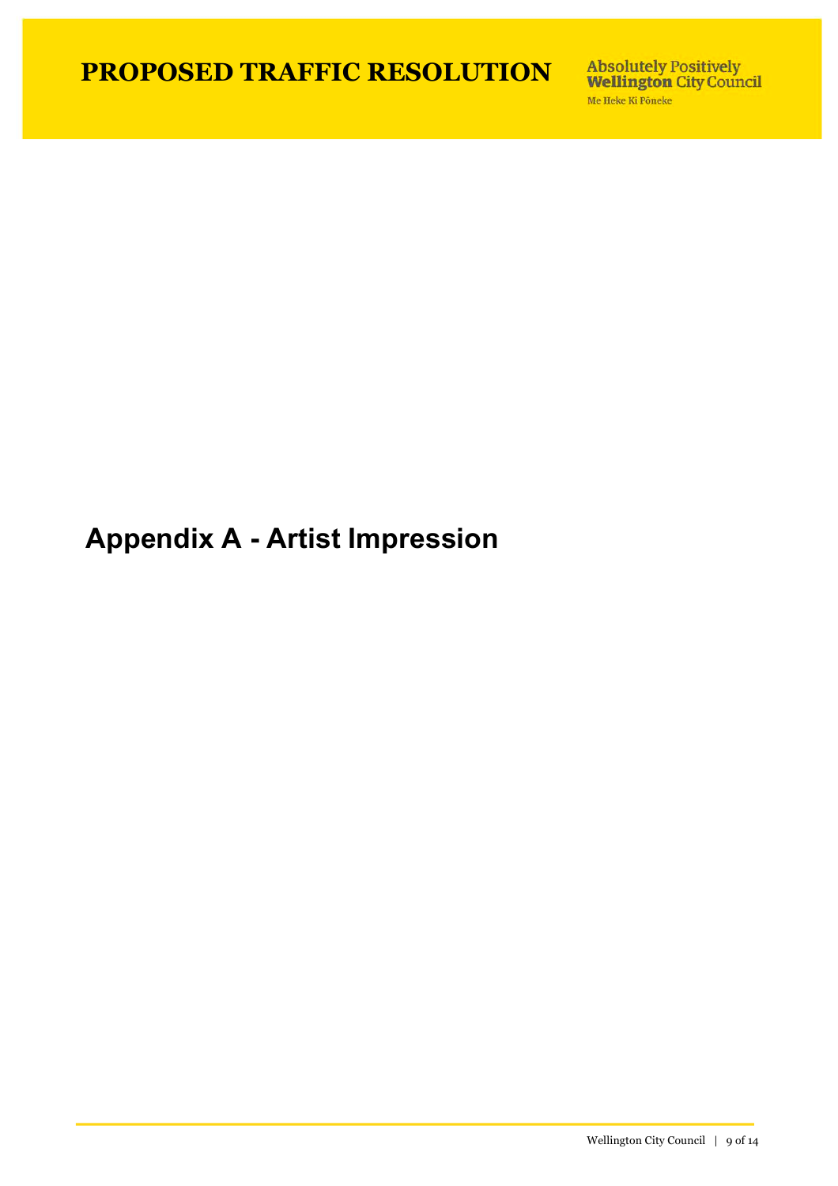# Appendix A - Artist Impression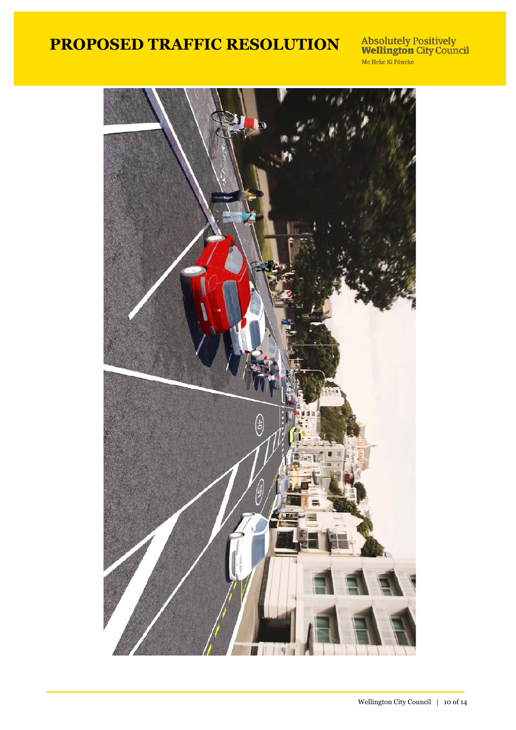# PROPOSED TRAFFIC RESOLUTION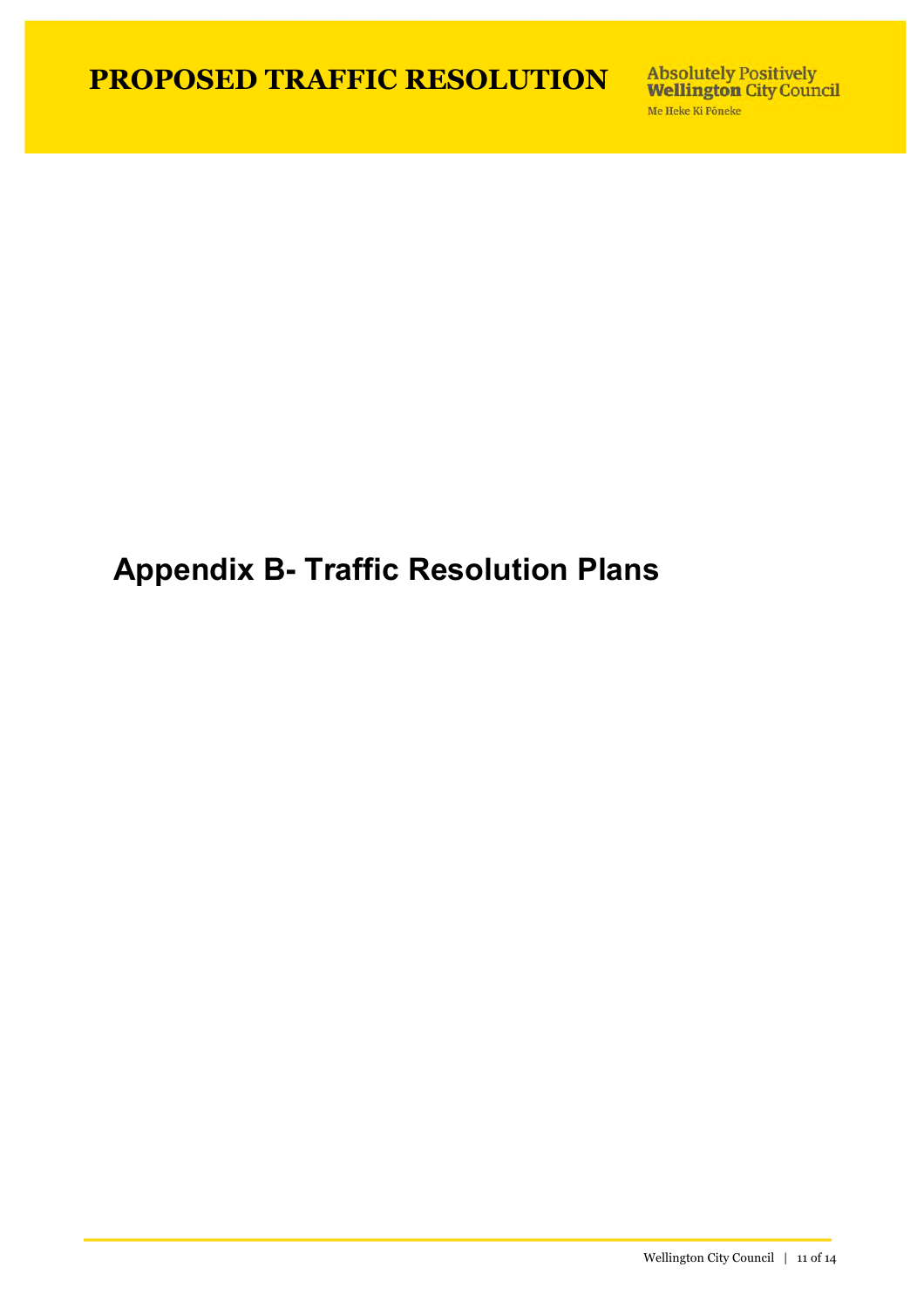# Appendix B- Traffic Resolution Plans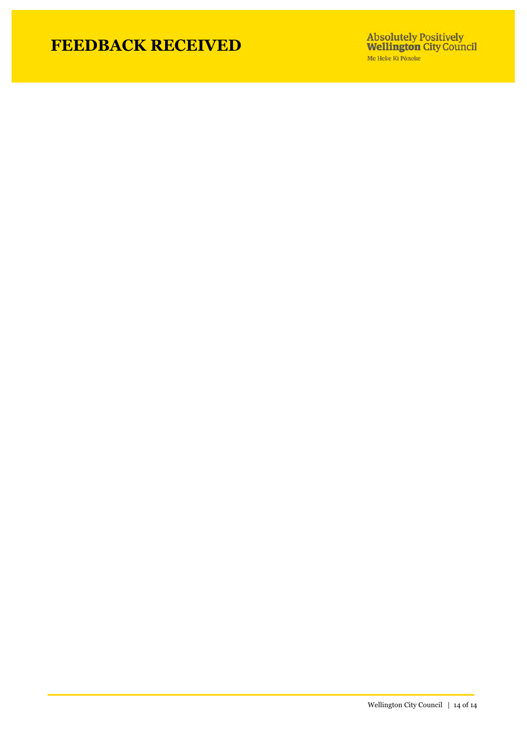# FEEDBACK RECEIVED